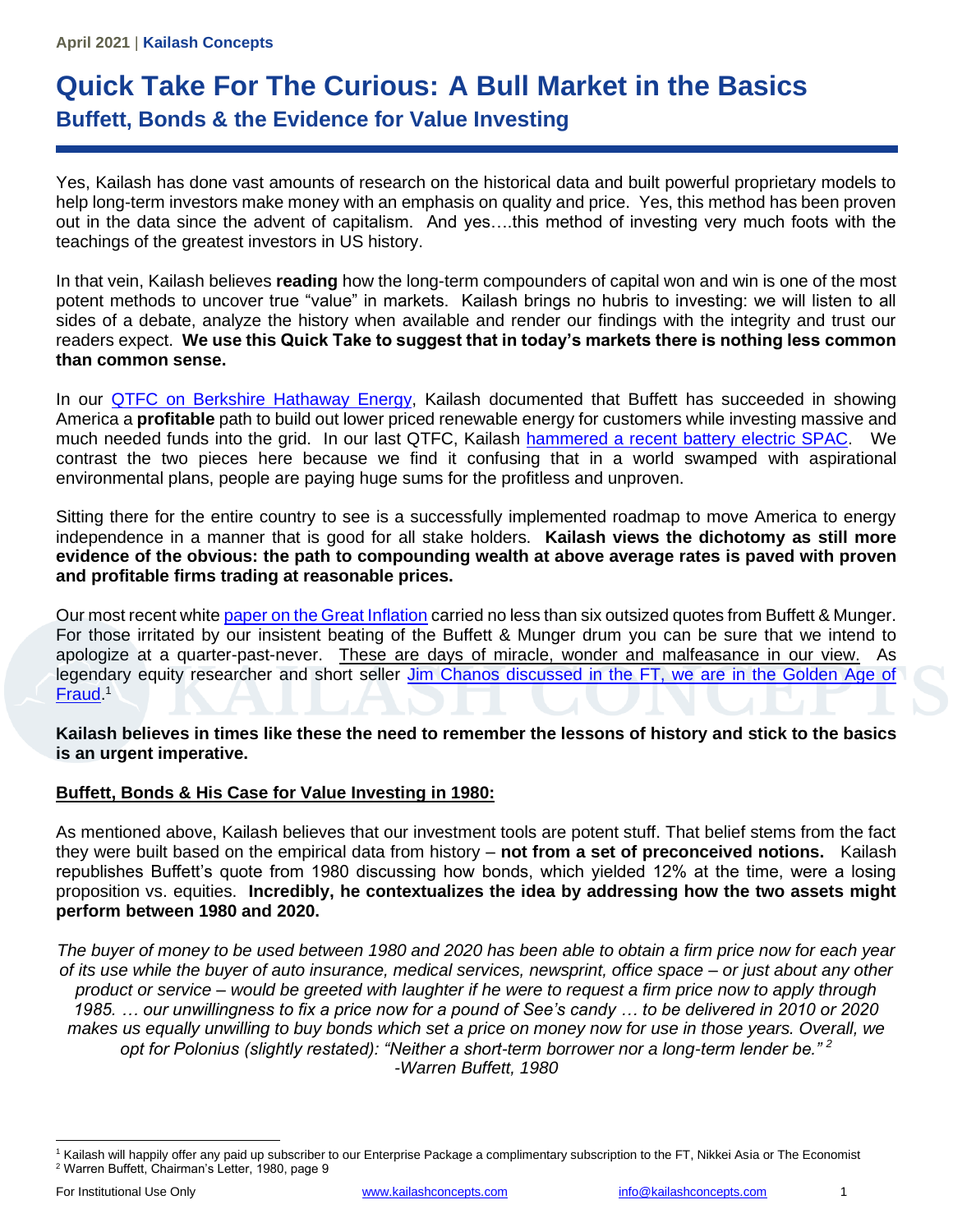April 2021 | **Kailash Concepts**

# Quick Take For The Curious: A Bull Market in the Basics

## Buffett, Bonds & the Evidence for Value Investing

Yes, Kailash has done vast amounts of research on the historical data and built powerful proprietary models to help long-term investors make money with an emphasis on quality and price. Yes, this method has been proven out in the data since the advent of capitalism. And yes….this method of investing very much foots with the teachings of the greatest investors in US history.

In that vein, Kailash believes **reading** how the long-term compounders of capital won and win is one of the most potent methods to uncover true "value" in markets. Kailash brings no hubris to investing: we will listen to all sides of a debate, analyze the history when available and render our findings with the integrity and trust our readers expect. **We use this Quick Take to suggest that in today's markets there is nothing less common than common sense.**

In our QTFC on Berkshire Hathaway Energy, Kailash documented that Buffett has succeeded in showing America a **profitable** path to build out lower priced renewable energy for customers while investing massive and much needed funds into the grid. In our last QTFC, Kailash hammered a recent battery electric SPAC. We contrast the two pieces here because we find it confusing that in a world swamped with aspirational environmental plans, people are paying huge sums for the profitless and unproven.

Sitting there for the entire country to see is a successfully implemented roadmap to move America to energy independence in a manner that is good for all stake holders. **Kailash views the dichotomy as still more evidence of the obvious: the path to compounding wealth at above average rates is paved with proven and profitable firms trading at reasonable prices.**

Our most recent white paper on the Great Inflation carried no less than six outsized quotes from Buffett & Munger. For those irritated by our insistent beating of the Buffett & Munger drum you can be sure that we intend to apologize at a quarter-past-never. These are days of miracle, wonder and malfeasance in our view. As legendary equity researcher and short seller Jim Chanos discussed in the FT, we are in the Golden Age of Fraud.[1]

**Kailash believes in times like these the need to remember the lessons of history and stick to the basics is an urgent imperative.**

### Buffett, Bonds & His Case for Value Investing in 1980:

As mentioned above, Kailash believes that our investment tools are potent stuff. That belief stems from the fact they were built based on the empirical data from history – **not from a set of preconceived notions.** Kailash republishes Buffett's quote from 1980 discussing how bonds, which yielded 12% at the time, were a losing proposition vs. equities. **Incredibly, he contextualizes the idea by addressing how the two assets might perform between 1980 and 2020.**

*The buyer of money to be used between 1980 and 2020 has been able to obtain a firm price now for each year of its use while the buyer of auto insurance, medical services, newsprint, office space – or just about any other product or service – would be greeted with laughter if he were to request a firm price now to apply through 1985. … our unwillingness to fix a price now for a pound of See's candy … to be delivered in 2010 or 2020 makes us equally unwilling to buy bonds which set a price on money now for use in those years. Overall, we opt for Polonius (slightly restated): "Neither a short-term borrower nor a long-term lender be."*[2]
*-Warren Buffett, 1980*

---

[1] Kailash will happily offer any paid up subscriber to our Enterprise Package a complimentary subscription to the FT, Nikkei Asia or The Economist

[2] Warren Buffett, Chairman's Letter, 1980, page 9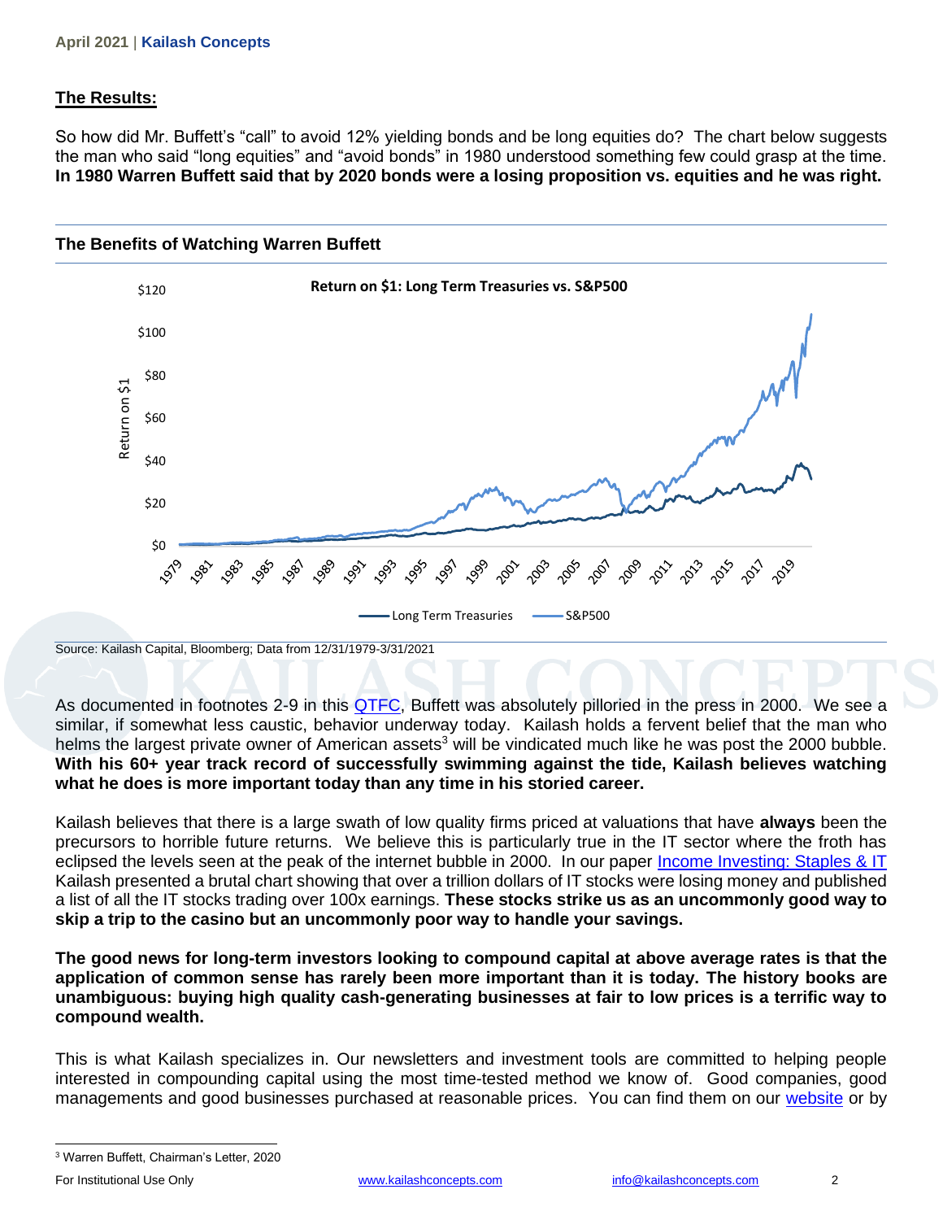## The Results:

So how did Mr. Buffett's "call" to avoid 12% yielding bonds and be long equities do? The chart below suggests the man who said "long equities" and "avoid bonds" in 1980 understood something few could grasp at the time. **In 1980 Warren Buffett said that by 2020 bonds were a losing proposition vs. equities and he was right.**

### The Benefits of Watching Warren Buffett

Source: Kailash Capital, Bloomberg; Data from 12/31/1979-3/31/2021

As documented in footnotes 2-9 in this QTFC, Buffett was absolutely pilloried in the press in 2000. We see a similar, if somewhat less caustic, behavior underway today. Kailash holds a fervent belief that the man who helms the largest private owner of American assets[3] will be vindicated much like he was post the 2000 bubble. **With his 60+ year track record of successfully swimming against the tide, Kailash believes watching what he does is more important today than any time in his storied career.**

Kailash believes that there is a large swath of low quality firms priced at valuations that have **always** been the precursors to horrible future returns. We believe this is particularly true in the IT sector where the froth has eclipsed the levels seen at the peak of the internet bubble in 2000. In our paper Income Investing: Staples & IT Kailash presented a brutal chart showing that over a trillion dollars of IT stocks were losing money and published a list of all the IT stocks trading over 100x earnings. **These stocks strike us as an uncommonly good way to skip a trip to the casino but an uncommonly poor way to handle your savings.**

**The good news for long-term investors looking to compound capital at above average rates is that the application of common sense has rarely been more important than it is today. The history books are unambiguous: buying high quality cash-generating businesses at fair to low prices is a terrific way to compound wealth.**

This is what Kailash specializes in. Our newsletters and investment tools are committed to helping people interested in compounding capital using the most time-tested method we know of. Good companies, good managements and good businesses purchased at reasonable prices. You can find them on our website or by

[3] Warren Buffett, Chairman's Letter, 2020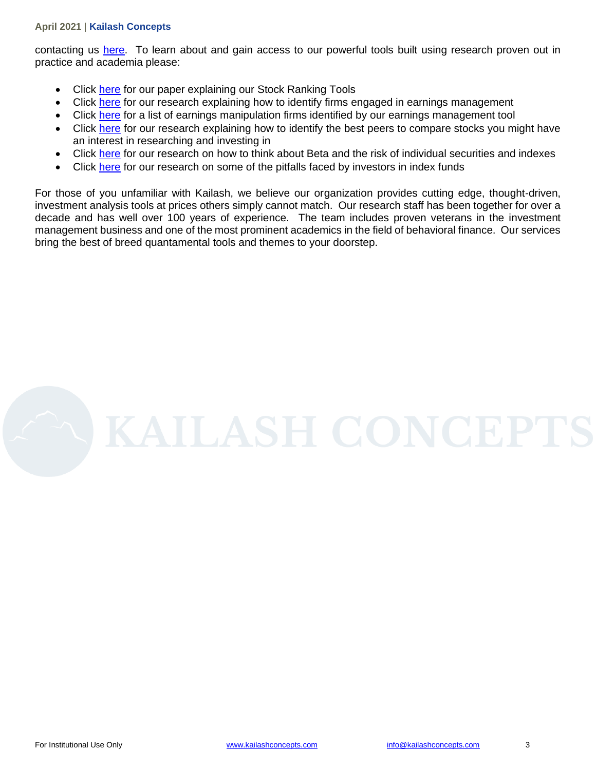contacting us here. To learn about and gain access to our powerful tools built using research proven out in practice and academia please:

- Click here for our paper explaining our Stock Ranking Tools
- Click here for our research explaining how to identify firms engaged in earnings management
- Click here for a list of earnings manipulation firms identified by our earnings management tool
- Click here for our research explaining how to identify the best peers to compare stocks you might have an interest in researching and investing in
- Click here for our research on how to think about Beta and the risk of individual securities and indexes
- Click here for our research on some of the pitfalls faced by investors in index funds

For those of you unfamiliar with Kailash, we believe our organization provides cutting edge, thought-driven, investment analysis tools at prices others simply cannot match. Our research staff has been together for over a decade and has well over 100 years of experience. The team includes proven veterans in the investment management business and one of the most prominent academics in the field of behavioral finance. Our services bring the best of breed quantamental tools and themes to your doorstep.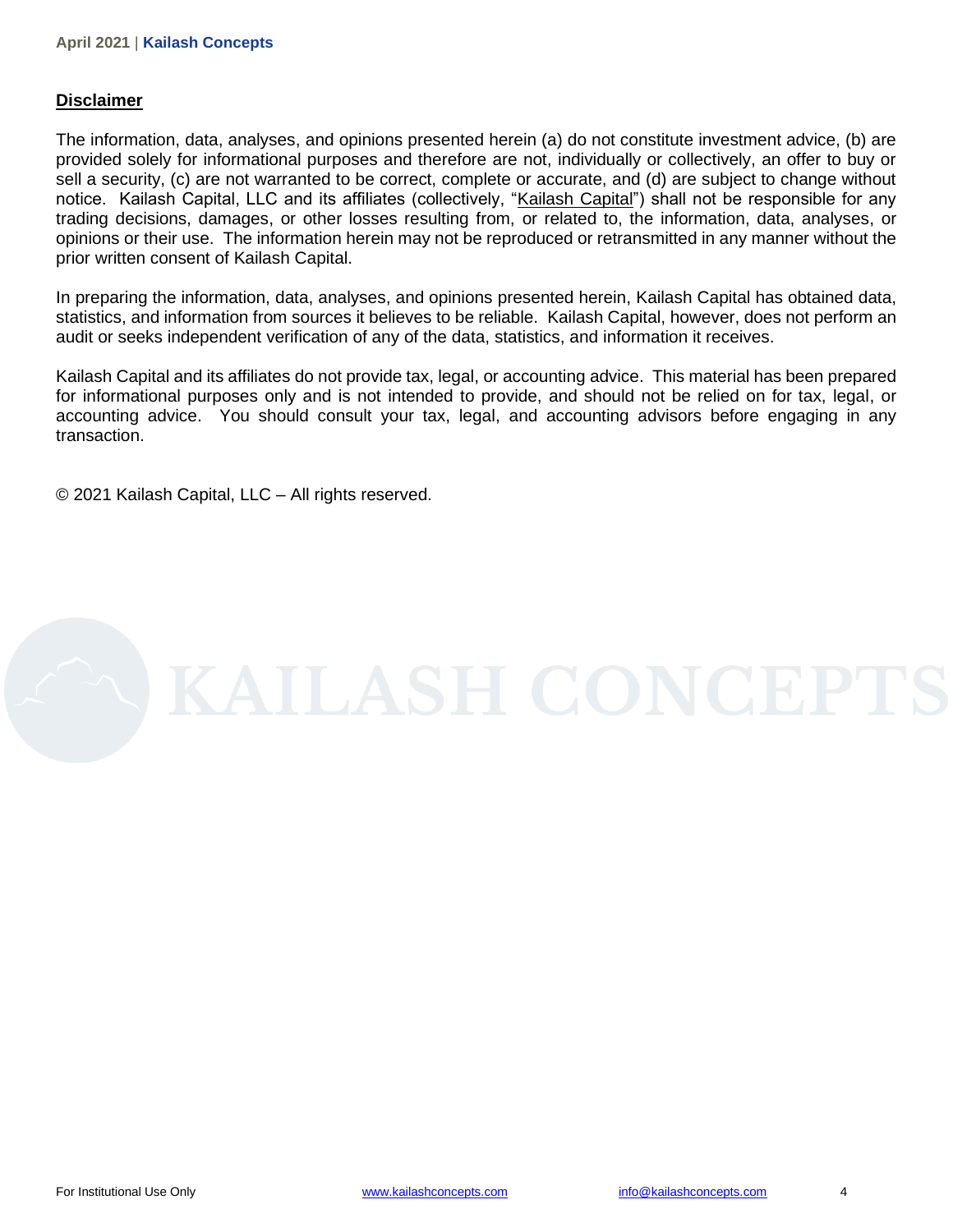## Disclaimer

The information, data, analyses, and opinions presented herein (a) do not constitute investment advice, (b) are provided solely for informational purposes and therefore are not, individually or collectively, an offer to buy or sell a security, (c) are not warranted to be correct, complete or accurate, and (d) are subject to change without notice. Kailash Capital, LLC and its affiliates (collectively, "Kailash Capital") shall not be responsible for any trading decisions, damages, or other losses resulting from, or related to, the information, data, analyses, or opinions or their use. The information herein may not be reproduced or retransmitted in any manner without the prior written consent of Kailash Capital.

In preparing the information, data, analyses, and opinions presented herein, Kailash Capital has obtained data, statistics, and information from sources it believes to be reliable. Kailash Capital, however, does not perform an audit or seeks independent verification of any of the data, statistics, and information it receives.

Kailash Capital and its affiliates do not provide tax, legal, or accounting advice. This material has been prepared for informational purposes only and is not intended to provide, and should not be relied on for tax, legal, or accounting advice. You should consult your tax, legal, and accounting advisors before engaging in any transaction.

© 2021 Kailash Capital, LLC – All rights reserved.